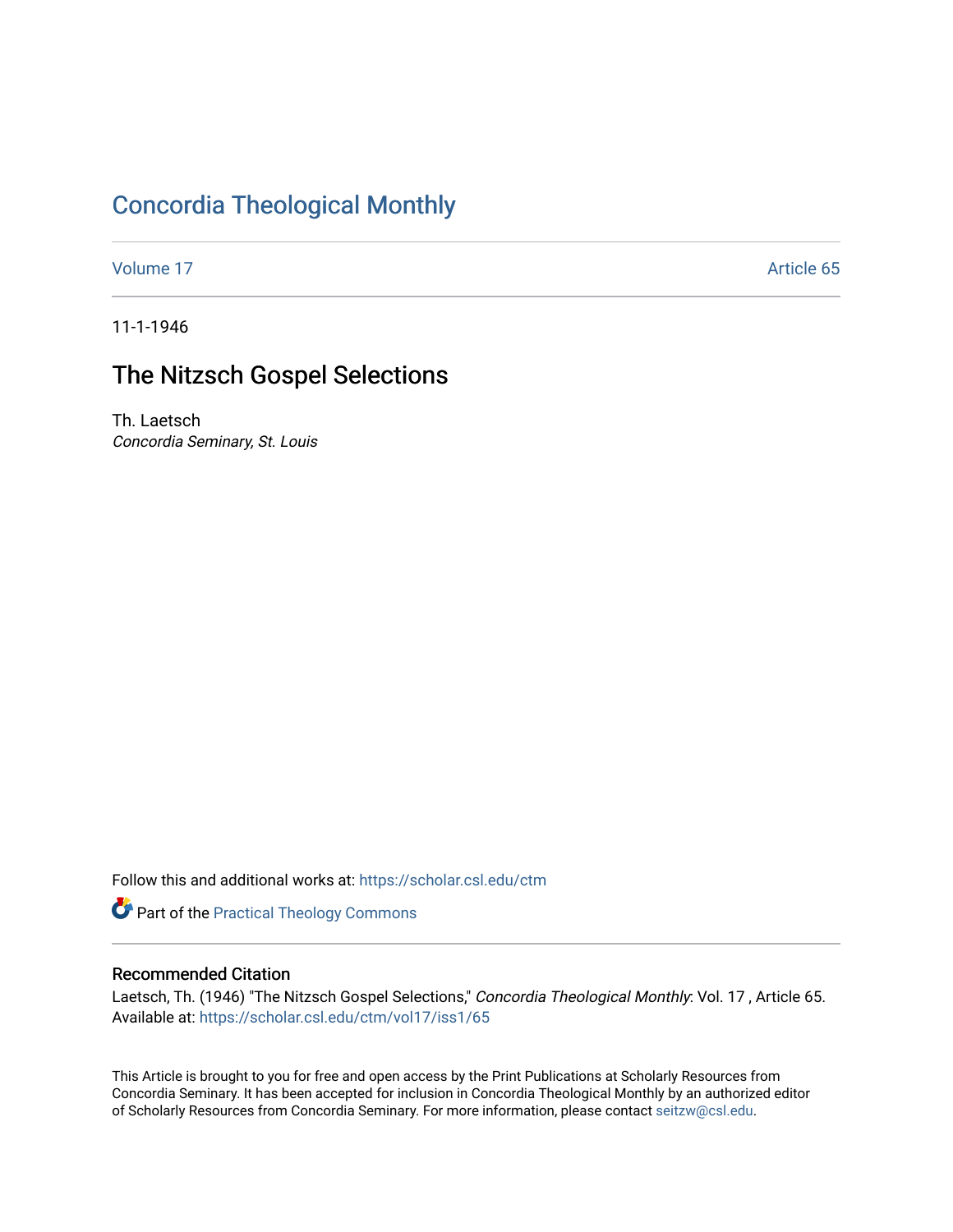# Concordia Theological Monthly

Volume 17 Article 65

11-1-1946

## The Nitzsch Gospel Selections

Th. Laetsch
*Concordia Seminary, St. Louis*

Follow this and additional works at: https://scholar.csl.edu/ctm

Part of the Practical Theology Commons

### Recommended Citation

Laetsch, Th. (1946) "The Nitzsch Gospel Selections," *Concordia Theological Monthly*: Vol. 17 , Article 65.
Available at: https://scholar.csl.edu/ctm/vol17/iss1/65

This Article is brought to you for free and open access by the Print Publications at Scholarly Resources from Concordia Seminary. It has been accepted for inclusion in Concordia Theological Monthly by an authorized editor of Scholarly Resources from Concordia Seminary. For more information, please contact seitzw@csl.edu.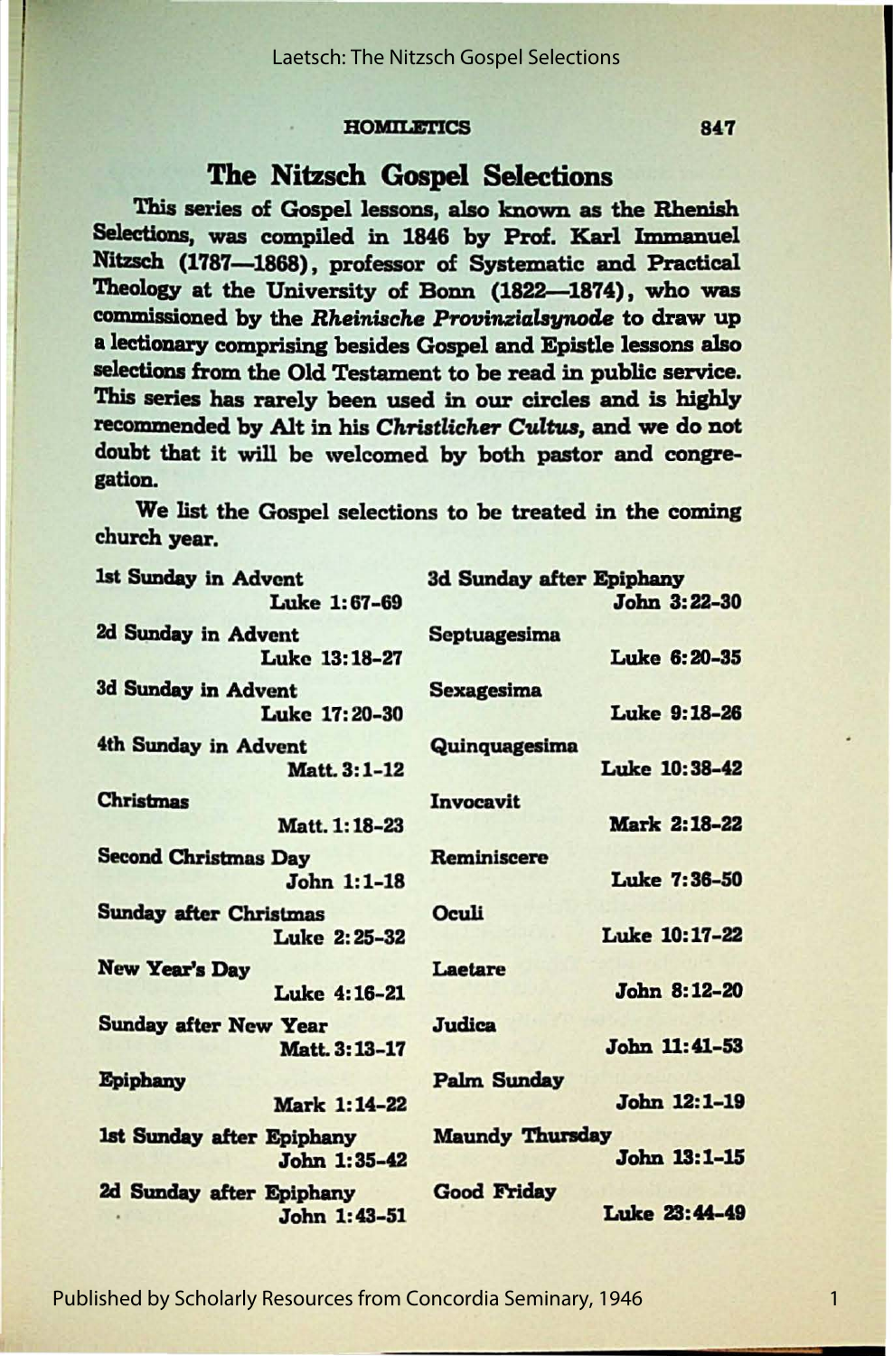## The Nitzsch Gospel Selections

This series of Gospel lessons, also known as the Rhenish Selections, was compiled in 1846 by Prof. Karl Immanuel Nitzsch (1787—1868), professor of Systematic and Practical Theology at the University of Bonn (1822—1874), who was commissioned by the *Rheinische Provinzialsynode* to draw up a lectionary comprising besides Gospel and Epistle lessons also selections from the Old Testament to be read in public service. This series has rarely been used in our circles and is highly recommended by Alt in his *Christlicher Cultus*, and we do not doubt that it will be welcomed by both pastor and congregation.

We list the Gospel selections to be treated in the coming church year.

| | |
|---|---|
| 1st Sunday in Advent | Luke 1:67-69 |
| 2d Sunday in Advent | Luke 13:18-27 |
| 3d Sunday in Advent | Luke 17:20-30 |
| 4th Sunday in Advent | Matt. 3:1-12 |
| Christmas | Matt. 1:18-23 |
| Second Christmas Day | John 1:1-18 |
| Sunday after Christmas | Luke 2:25-32 |
| New Year's Day | Luke 4:16-21 |
| Sunday after New Year | Matt. 3:13-17 |
| Epiphany | Mark 1:14-22 |
| 1st Sunday after Epiphany | John 1:35-42 |
| 2d Sunday after Epiphany | John 1:43-51 |
| 3d Sunday after Epiphany | John 3:22-30 |
| Septuagesima | Luke 6:20-35 |
| Sexagesima | Luke 9:18-26 |
| Quinquagesima | Luke 10:38-42 |
| Invocavit | Mark 2:18-22 |
| Reminiscere | Luke 7:36-50 |
| Oculi | Luke 10:17-22 |
| Laetare | John 8:12-20 |
| Judica | John 11:41-53 |
| Palm Sunday | John 12:1-19 |
| Maundy Thursday | John 13:1-15 |
| Good Friday | Luke 23:44-49 |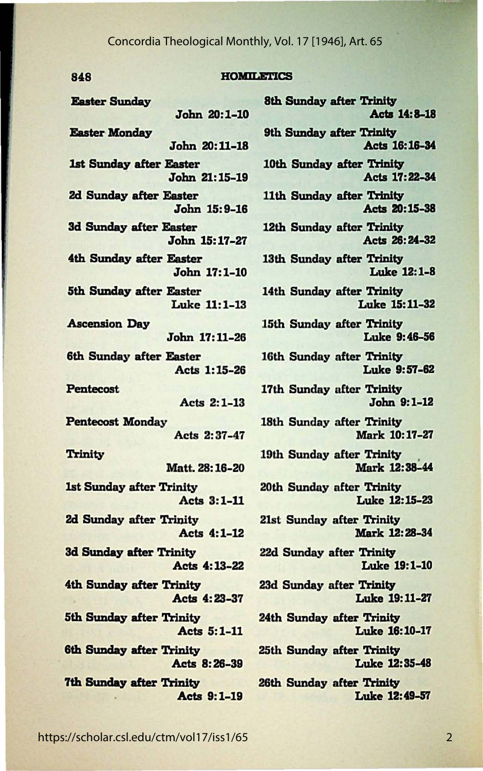| | |
|---|---|
| **Easter Sunday** | **John 20:1-10** |
| **Easter Monday** | **John 20:11-18** |
| **1st Sunday after Easter** | **John 21:15-19** |
| **2d Sunday after Easter** | **John 15:9-16** |
| **3d Sunday after Easter** | **John 15:17-27** |
| **4th Sunday after Easter** | **John 17:1-10** |
| **5th Sunday after Easter** | **Luke 11:1-13** |
| **Ascension Day** | **John 17:11-26** |
| **6th Sunday after Easter** | **Acts 1:15-26** |
| **Pentecost** | **Acts 2:1-13** |
| **Pentecost Monday** | **Acts 2:37-47** |
| **Trinity** | **Matt. 28:16-20** |
| **1st Sunday after Trinity** | **Acts 3:1-11** |
| **2d Sunday after Trinity** | **Acts 4:1-12** |
| **3d Sunday after Trinity** | **Acts 4:13-22** |
| **4th Sunday after Trinity** | **Acts 4:23-37** |
| **5th Sunday after Trinity** | **Acts 5:1-11** |
| **6th Sunday after Trinity** | **Acts 8:26-39** |
| **7th Sunday after Trinity** | **Acts 9:1-19** |
| **8th Sunday after Trinity** | **Acts 14:8-18** |
| **9th Sunday after Trinity** | **Acts 16:16-34** |
| **10th Sunday after Trinity** | **Acts 17:22-34** |
| **11th Sunday after Trinity** | **Acts 20:15-38** |
| **12th Sunday after Trinity** | **Acts 26:24-32** |
| **13th Sunday after Trinity** | **Luke 12:1-8** |
| **14th Sunday after Trinity** | **Luke 15:11-32** |
| **15th Sunday after Trinity** | **Luke 9:46-56** |
| **16th Sunday after Trinity** | **Luke 9:57-62** |
| **17th Sunday after Trinity** | **John 9:1-12** |
| **18th Sunday after Trinity** | **Mark 10:17-27** |
| **19th Sunday after Trinity** | **Mark 12:38-44** |
| **20th Sunday after Trinity** | **Luke 12:15-23** |
| **21st Sunday after Trinity** | **Mark 12:28-34** |
| **22d Sunday after Trinity** | **Luke 19:1-10** |
| **23d Sunday after Trinity** | **Luke 19:11-27** |
| **24th Sunday after Trinity** | **Luke 16:10-17** |
| **25th Sunday after Trinity** | **Luke 12:35-48** |
| **26th Sunday after Trinity** | **Luke 12:49-57** |